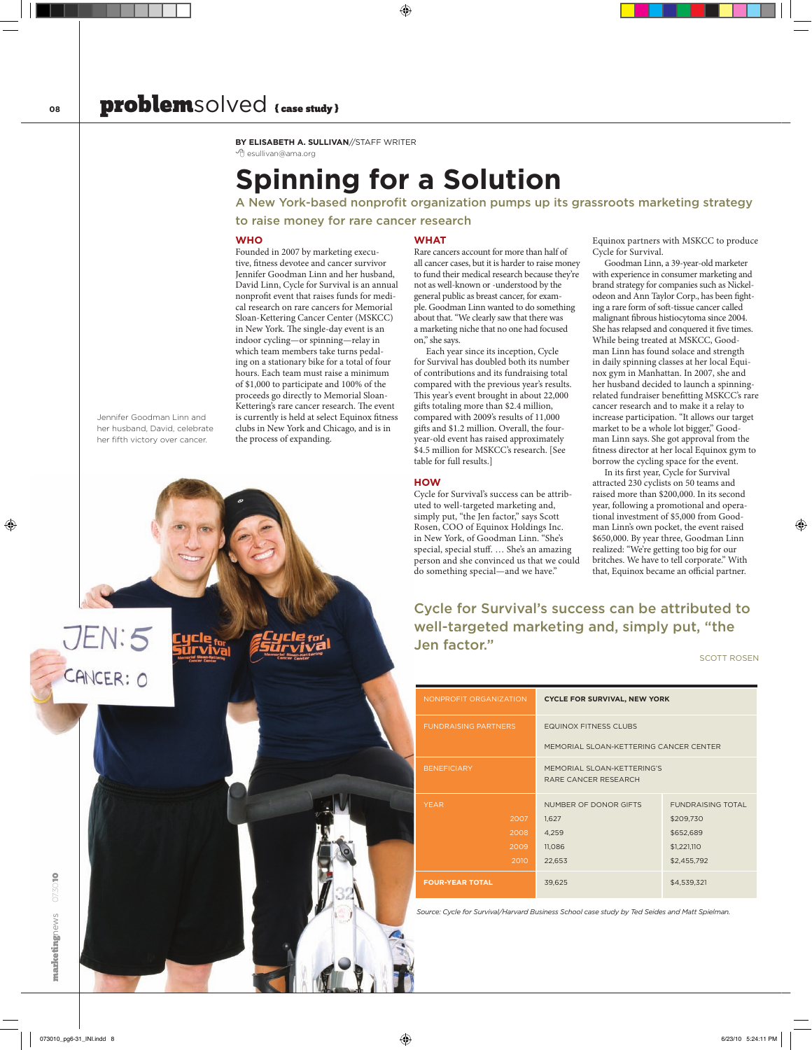**problem**solved { case study }

**BY ELISABETH A. SULLIVAN**//STAFF WRITER
esullivan@ama.org

# Spinning for a Solution

## A New York-based nonprofit organization pumps up its grassroots marketing strategy to raise money for rare cancer research

### WHO

Founded in 2007 by marketing executive, fitness devotee and cancer survivor Jennifer Goodman Linn and her husband, David Linn, Cycle for Survival is an annual nonprofit event that raises funds for medical research on rare cancers for Memorial Sloan-Kettering Cancer Center (MSKCC) in New York. The single-day event is an indoor cycling—or spinning—relay in which team members take turns pedaling on a stationary bike for a total of four hours. Each team must raise a minimum of $1,000 to participate and 100% of the proceeds go directly to Memorial Sloan-Kettering's rare cancer research. The event is currently held at select Equinox fitness clubs in New York and Chicago, and is in the process of expanding.

### WHAT

Rare cancers account for more than half of all cancer cases, but it is harder to raise money to fund their medical research because they're not as well-known or -understood by the general public as breast cancer, for example. Goodman Linn wanted to do something about that. "We clearly saw that there was a marketing niche that no one had focused on," she says.

Each year since its inception, Cycle for Survival has doubled both its number of contributions and its fundraising total compared with the previous year's results. This year's event brought in about 22,000 gifts totaling more than $2.4 million, compared with 2009's results of 11,000 gifts and $1.2 million. Overall, the four-year-old event has raised approximately $4.5 million for MSKCC's research. [See table for full results.]

### HOW

Cycle for Survival's success can be attributed to well-targeted marketing and, simply put, "the Jen factor," says Scott Rosen, COO of Equinox Holdings Inc. in New York, of Goodman Linn. "She's special, special stuff. … She's an amazing person and she convinced us that we could do something special—and we have."

Equinox partners with MSKCC to produce Cycle for Survival.

Goodman Linn, a 39-year-old marketer with experience in consumer marketing and brand strategy for companies such as Nickelodeon and Ann Taylor Corp., has been fighting a rare form of soft-tissue cancer called malignant fibrous histiocytoma since 2004. She has relapsed and conquered it five times. While being treated at MSKCC, Goodman Linn has found solace and strength in daily spinning classes at her local Equinox gym in Manhattan. In 2007, she and her husband decided to launch a spinning-related fundraiser benefitting MSKCC's rare cancer research and to make it a relay to increase participation. "It allows our target market to be a whole lot bigger," Goodman Linn says. She got approval from the fitness director at her local Equinox gym to borrow the cycling space for the event.

In its first year, Cycle for Survival attracted 230 cyclists on 50 teams and raised more than $200,000. In its second year, following a promotional and operational investment of $5,000 from Goodman Linn's own pocket, the event raised $650,000. By year three, Goodman Linn realized: "We're getting too big for our britches. We have to tell corporate." With that, Equinox became an official partner.

> Cycle for Survival's success can be attributed to well-targeted marketing and, simply put, "the Jen factor."
>
> SCOTT ROSEN

Jennifer Goodman Linn and her husband, David, celebrate her fifth victory over cancer.

| NONPROFIT ORGANIZATION | CYCLE FOR SURVIVAL, NEW YORK | |
|---|---|---|
| FUNDRAISING PARTNERS | EQUINOX FITNESS CLUBS | |
| | MEMORIAL SLOAN-KETTERING CANCER CENTER | |
| BENEFICIARY | MEMORIAL SLOAN-KETTERING'S RARE CANCER RESEARCH | |
| YEAR | NUMBER OF DONOR GIFTS | FUNDRAISING TOTAL |
| 2007 | 1,627 | $209,730 |
| 2008 | 4,259 | $652,689 |
| 2009 | 11,086 | $1,221,110 |
| 2010 | 22,653 | $2,455,792 |
| **FOUR-YEAR TOTAL** | 39,625 | $4,539,321 |

*Source: Cycle for Survival/Harvard Business School case study by Ted Seides and Matt Spielman.*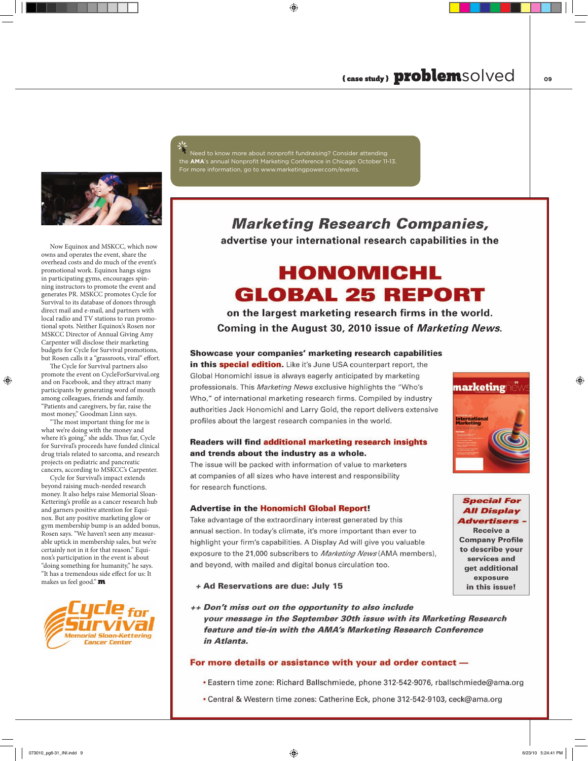Now Equinox and MSKCC, which now owns and operates the event, share the overhead costs and do much of the event's promotional work. Equinox hangs signs in participating gyms, encourages spinning instructors to promote the event and generates PR. MSKCC promotes Cycle for Survival to its database of donors through direct mail and e-mail, and partners with local radio and TV stations to run promotional spots. Neither Equinox's Rosen nor MSKCC Director of Annual Giving Amy Carpenter will disclose their marketing budgets for Cycle for Survival promotions, but Rosen calls it a "grassroots, viral" effort.

The Cycle for Survival partners also promote the event on CycleForSurvival.org and on Facebook, and they attract many participants by generating word of mouth among colleagues, friends and family. "Patients and caregivers, by far, raise the most money," Goodman Linn says.

"The most important thing for me is what we're doing with the money and where it's going," she adds. Thus far, Cycle for Survival's proceeds have funded clinical drug trials related to sarcoma, and research projects on pediatric and pancreatic cancers, according to MSKCC's Carpenter.

Cycle for Survival's impact extends beyond raising much-needed research money. It also helps raise Memorial Sloan-Kettering's profile as a cancer research hub and garners positive attention for Equinox. But any positive marketing glow or gym membership bump is an added bonus, Rosen says. "We haven't seen any measurable uptick in membership sales, but we're certainly not in it for that reason." Equinox's participation in the event is about "doing something for humanity," he says. "It has a tremendous side effect for us: It makes us feel good." m

Cycle for Survival
Memorial Sloan-Kettering Cancer Center

Need to know more about nonprofit fundraising? Consider attending the **AMA**'s annual Nonprofit Marketing Conference in Chicago October 11-13. For more information, go to www.marketingpower.com/events.

## *Marketing Research Companies,*

**advertise your international research capabilities in the**

# HONOMICHL GLOBAL 25 REPORT

**on the largest marketing research firms in the world.**
**Coming in the August 30, 2010 issue of *Marketing News*.**

**Showcase your companies' marketing research capabilities in this special edition.** Like it's June USA counterpart report, the Global Honomichl issue is always eagerly anticipated by marketing professionals. This *Marketing News* exclusive highlights the "Who's Who," of international marketing research firms. Compiled by industry authorities Jack Honomichl and Larry Gold, the report delivers extensive profiles about the largest research companies in the world.

**Readers will find additional marketing research insights and trends about the industry as a whole.** The issue will be packed with information of value to marketers at companies of all sizes who have interest and responsibility for research functions.

**Advertise in the Honomichl Global Report!** Take advantage of the extraordinary interest generated by this annual section. In today's climate, it's more important than ever to highlight your firm's capabilities. A Display Ad will give you valuable exposure to the 21,000 subscribers to *Marketing News* (AMA members), and beyond, with mailed and digital bonus circulation too.

**+ Ad Reservations are due: July 15**

***Special For All Display Advertisers –*** **Receive a Company Profile to describe your services and get additional exposure in this issue!**

***++ Don't miss out on the opportunity to also include your message in the September 30th issue with its Marketing Research feature and tie-in with the AMA's Marketing Research Conference in Atlanta.***

**For more details or assistance with your ad order contact —**

- Eastern time zone: Richard Ballschmiede, phone 312-542-9076, rballschmiede@ama.org
- Central & Western time zones: Catherine Eck, phone 312-542-9103, ceck@ama.org